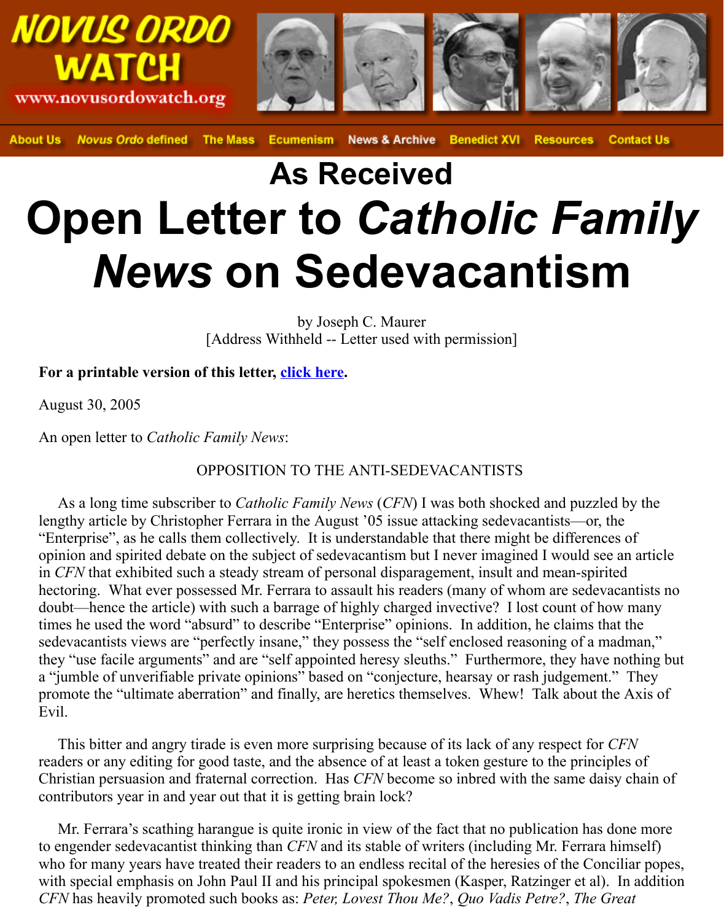NOVUS ORDO WATCH
www.novusordowatch.org

About Us | *Novus Ordo* defined | The Mass | Ecumenism | News & Archive | Benedict XVI | Resources | Contact Us

## As Received

# Open Letter to *Catholic Family News* on Sedevacantism

by Joseph C. Maurer
[Address Withheld -- Letter used with permission]

**For a printable version of this letter, click here.**

August 30, 2005

An open letter to *Catholic Family News*:

OPPOSITION TO THE ANTI-SEDEVACANTISTS

As a long time subscriber to *Catholic Family News* (*CFN*) I was both shocked and puzzled by the lengthy article by Christopher Ferrara in the August '05 issue attacking sedevacantists—or, the "Enterprise", as he calls them collectively. It is understandable that there might be differences of opinion and spirited debate on the subject of sedevacantism but I never imagined I would see an article in *CFN* that exhibited such a steady stream of personal disparagement, insult and mean-spirited hectoring. What ever possessed Mr. Ferrara to assault his readers (many of whom are sedevacantists no doubt—hence the article) with such a barrage of highly charged invective? I lost count of how many times he used the word "absurd" to describe "Enterprise" opinions. In addition, he claims that the sedevacantists views are "perfectly insane," they possess the "self enclosed reasoning of a madman," they "use facile arguments" and are "self appointed heresy sleuths." Furthermore, they have nothing but a "jumble of unverifiable private opinions" based on "conjecture, hearsay or rash judgement." They promote the "ultimate aberration" and finally, are heretics themselves. Whew! Talk about the Axis of Evil.

This bitter and angry tirade is even more surprising because of its lack of any respect for *CFN* readers or any editing for good taste, and the absence of at least a token gesture to the principles of Christian persuasion and fraternal correction. Has *CFN* become so inbred with the same daisy chain of contributors year in and year out that it is getting brain lock?

Mr. Ferrara's scathing harangue is quite ironic in view of the fact that no publication has done more to engender sedevacantist thinking than *CFN* and its stable of writers (including Mr. Ferrara himself) who for many years have treated their readers to an endless recital of the heresies of the Conciliar popes, with special emphasis on John Paul II and his principal spokesmen (Kasper, Ratzinger et al). In addition *CFN* has heavily promoted such books as: *Peter, Lovest Thou Me?*, *Quo Vadis Petre?*, *The Great*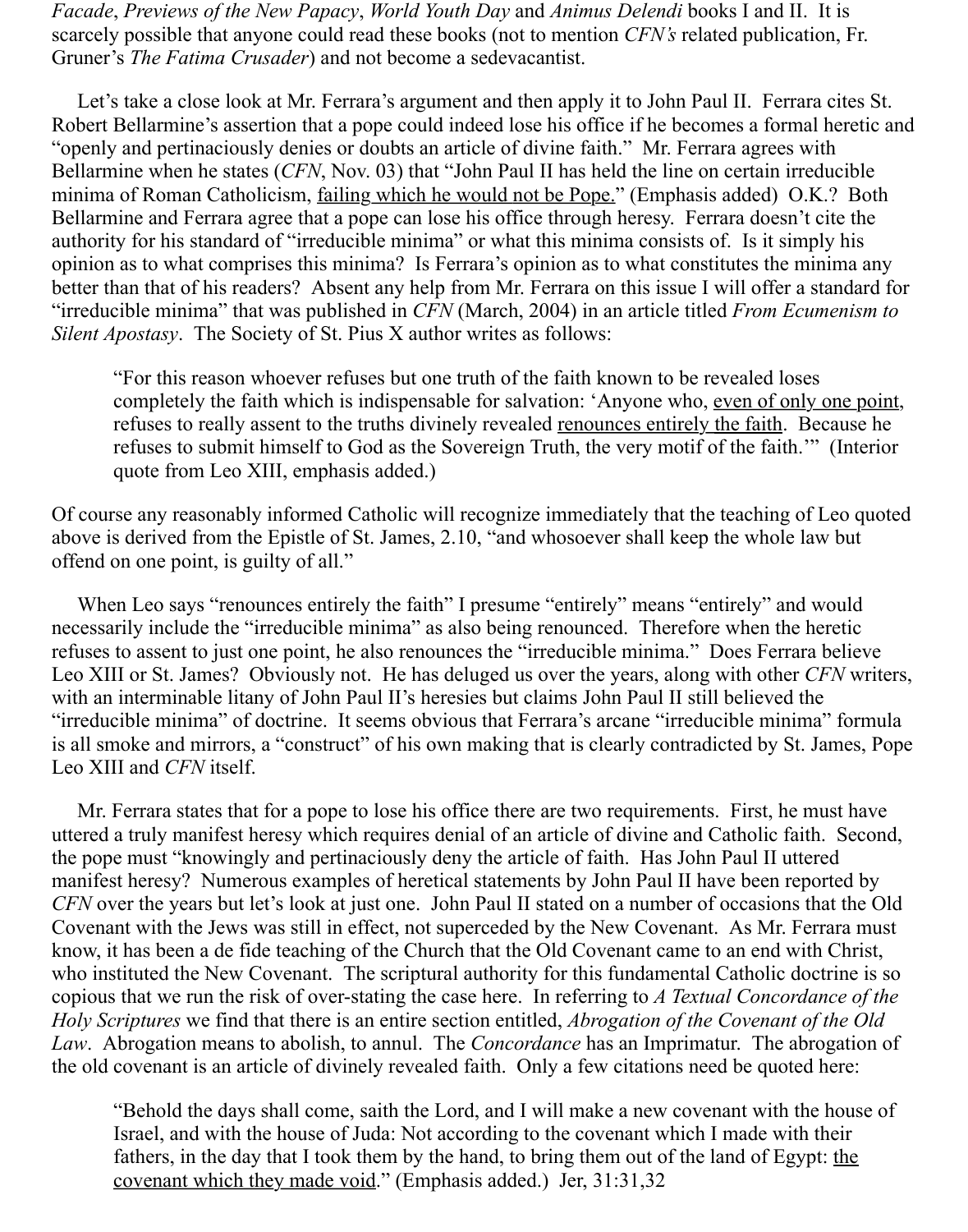*Facade*, *Previews of the New Papacy*, *World Youth Day* and *Animus Delendi* books I and II. It is scarcely possible that anyone could read these books (not to mention *CFN's* related publication, Fr. Gruner's *The Fatima Crusader*) and not become a sedevacantist.

Let's take a close look at Mr. Ferrara's argument and then apply it to John Paul II. Ferrara cites St. Robert Bellarmine's assertion that a pope could indeed lose his office if he becomes a formal heretic and "openly and pertinaciously denies or doubts an article of divine faith." Mr. Ferrara agrees with Bellarmine when he states (*CFN*, Nov. 03) that "John Paul II has held the line on certain irreducible minima of Roman Catholicism, <u>failing which he would not be Pope.</u>" (Emphasis added) O.K.? Both Bellarmine and Ferrara agree that a pope can lose his office through heresy. Ferrara doesn't cite the authority for his standard of "irreducible minima" or what this minima consists of. Is it simply his opinion as to what comprises this minima? Is Ferrara's opinion as to what constitutes the minima any better than that of his readers? Absent any help from Mr. Ferrara on this issue I will offer a standard for "irreducible minima" that was published in *CFN* (March, 2004) in an article titled *From Ecumenism to Silent Apostasy*. The Society of St. Pius X author writes as follows:

> "For this reason whoever refuses but one truth of the faith known to be revealed loses completely the faith which is indispensable for salvation: 'Anyone who, <u>even of only one point</u>, refuses to really assent to the truths divinely revealed <u>renounces entirely the faith</u>. Because he refuses to submit himself to God as the Sovereign Truth, the very motif of the faith.'" (Interior quote from Leo XIII, emphasis added.)

Of course any reasonably informed Catholic will recognize immediately that the teaching of Leo quoted above is derived from the Epistle of St. James, 2.10, "and whosoever shall keep the whole law but offend on one point, is guilty of all."

When Leo says "renounces entirely the faith" I presume "entirely" means "entirely" and would necessarily include the "irreducible minima" as also being renounced. Therefore when the heretic refuses to assent to just one point, he also renounces the "irreducible minima." Does Ferrara believe Leo XIII or St. James? Obviously not. He has deluged us over the years, along with other *CFN* writers, with an interminable litany of John Paul II's heresies but claims John Paul II still believed the "irreducible minima" of doctrine. It seems obvious that Ferrara's arcane "irreducible minima" formula is all smoke and mirrors, a "construct" of his own making that is clearly contradicted by St. James, Pope Leo XIII and *CFN* itself.

Mr. Ferrara states that for a pope to lose his office there are two requirements. First, he must have uttered a truly manifest heresy which requires denial of an article of divine and Catholic faith. Second, the pope must "knowingly and pertinaciously deny the article of faith. Has John Paul II uttered manifest heresy? Numerous examples of heretical statements by John Paul II have been reported by *CFN* over the years but let's look at just one. John Paul II stated on a number of occasions that the Old Covenant with the Jews was still in effect, not superceded by the New Covenant. As Mr. Ferrara must know, it has been a de fide teaching of the Church that the Old Covenant came to an end with Christ, who instituted the New Covenant. The scriptural authority for this fundamental Catholic doctrine is so copious that we run the risk of over-stating the case here. In referring to *A Textual Concordance of the Holy Scriptures* we find that there is an entire section entitled, *Abrogation of the Covenant of the Old Law*. Abrogation means to abolish, to annul. The *Concordance* has an Imprimatur. The abrogation of the old covenant is an article of divinely revealed faith. Only a few citations need be quoted here:

> "Behold the days shall come, saith the Lord, and I will make a new covenant with the house of Israel, and with the house of Juda: Not according to the covenant which I made with their fathers, in the day that I took them by the hand, to bring them out of the land of Egypt: <u>the covenant which they made void</u>." (Emphasis added.) Jer, 31:31,32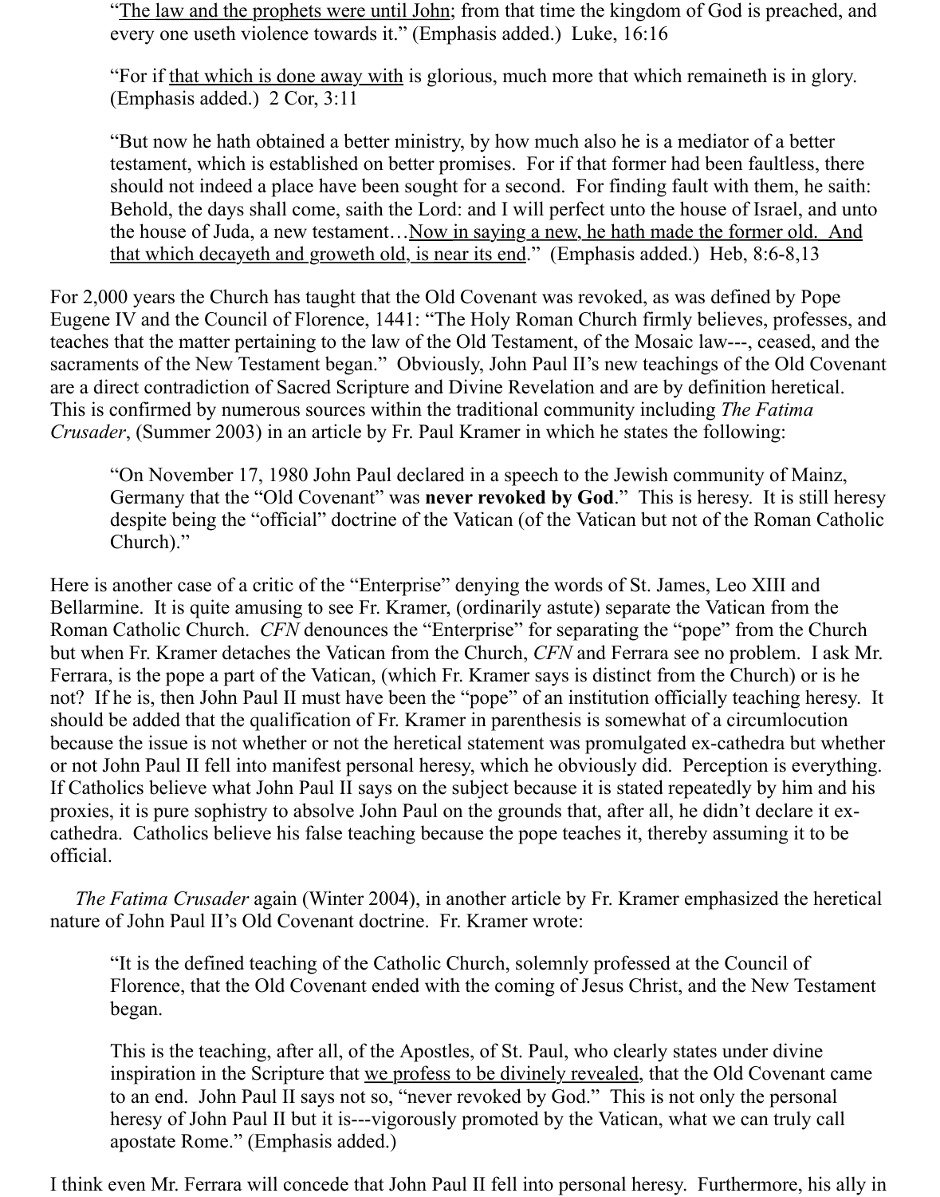> "<u>The law and the prophets were until John</u>; from that time the kingdom of God is preached, and every one useth violence towards it." (Emphasis added.) Luke, 16:16

> "For if <u>that which is done away with</u> is glorious, much more that which remaineth is in glory. (Emphasis added.) 2 Cor, 3:11

> "But now he hath obtained a better ministry, by how much also he is a mediator of a better testament, which is established on better promises. For if that former had been faultless, there should not indeed a place have been sought for a second. For finding fault with them, he saith: Behold, the days shall come, saith the Lord: and I will perfect unto the house of Israel, and unto the house of Juda, a new testament…<u>Now in saying a new, he hath made the former old. And that which decayeth and groweth old, is near its end</u>." (Emphasis added.) Heb, 8:6-8,13

For 2,000 years the Church has taught that the Old Covenant was revoked, as was defined by Pope Eugene IV and the Council of Florence, 1441: "The Holy Roman Church firmly believes, professes, and teaches that the matter pertaining to the law of the Old Testament, of the Mosaic law---, ceased, and the sacraments of the New Testament began." Obviously, John Paul II's new teachings of the Old Covenant are a direct contradiction of Sacred Scripture and Divine Revelation and are by definition heretical. This is confirmed by numerous sources within the traditional community including *The Fatima Crusader*, (Summer 2003) in an article by Fr. Paul Kramer in which he states the following:

> "On November 17, 1980 John Paul declared in a speech to the Jewish community of Mainz, Germany that the "Old Covenant" was **never revoked by God**." This is heresy. It is still heresy despite being the "official" doctrine of the Vatican (of the Vatican but not of the Roman Catholic Church)."

Here is another case of a critic of the "Enterprise" denying the words of St. James, Leo XIII and Bellarmine. It is quite amusing to see Fr. Kramer, (ordinarily astute) separate the Vatican from the Roman Catholic Church. *CFN* denounces the "Enterprise" for separating the "pope" from the Church but when Fr. Kramer detaches the Vatican from the Church, *CFN* and Ferrara see no problem. I ask Mr. Ferrara, is the pope a part of the Vatican, (which Fr. Kramer says is distinct from the Church) or is he not? If he is, then John Paul II must have been the "pope" of an institution officially teaching heresy. It should be added that the qualification of Fr. Kramer in parenthesis is somewhat of a circumlocution because the issue is not whether or not the heretical statement was promulgated ex-cathedra but whether or not John Paul II fell into manifest personal heresy, which he obviously did. Perception is everything. If Catholics believe what John Paul II says on the subject because it is stated repeatedly by him and his proxies, it is pure sophistry to absolve John Paul on the grounds that, after all, he didn't declare it ex-cathedra. Catholics believe his false teaching because the pope teaches it, thereby assuming it to be official.

*The Fatima Crusader* again (Winter 2004), in another article by Fr. Kramer emphasized the heretical nature of John Paul II's Old Covenant doctrine. Fr. Kramer wrote:

> "It is the defined teaching of the Catholic Church, solemnly professed at the Council of Florence, that the Old Covenant ended with the coming of Jesus Christ, and the New Testament began.
>
> This is the teaching, after all, of the Apostles, of St. Paul, who clearly states under divine inspiration in the Scripture that <u>we profess to be divinely revealed</u>, that the Old Covenant came to an end. John Paul II says not so, "never revoked by God." This is not only the personal heresy of John Paul II but it is---vigorously promoted by the Vatican, what we can truly call apostate Rome." (Emphasis added.)

I think even Mr. Ferrara will concede that John Paul II fell into personal heresy. Furthermore, his ally in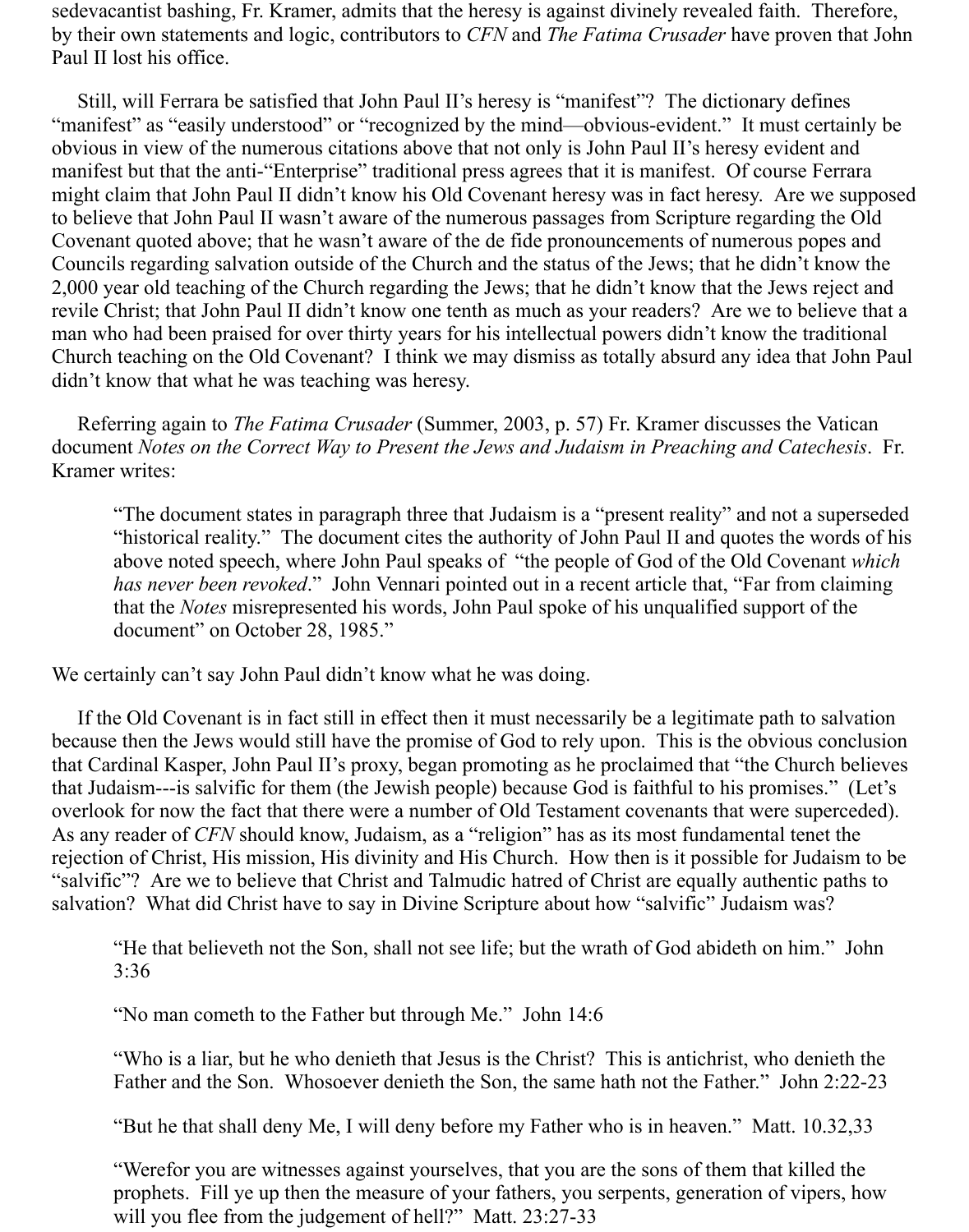sedevacantist bashing, Fr. Kramer, admits that the heresy is against divinely revealed faith. Therefore, by their own statements and logic, contributors to *CFN* and *The Fatima Crusader* have proven that John Paul II lost his office.

Still, will Ferrara be satisfied that John Paul II's heresy is "manifest"? The dictionary defines "manifest" as "easily understood" or "recognized by the mind—obvious-evident." It must certainly be obvious in view of the numerous citations above that not only is John Paul II's heresy evident and manifest but that the anti-"Enterprise" traditional press agrees that it is manifest. Of course Ferrara might claim that John Paul II didn't know his Old Covenant heresy was in fact heresy. Are we supposed to believe that John Paul II wasn't aware of the numerous passages from Scripture regarding the Old Covenant quoted above; that he wasn't aware of the de fide pronouncements of numerous popes and Councils regarding salvation outside of the Church and the status of the Jews; that he didn't know the 2,000 year old teaching of the Church regarding the Jews; that he didn't know that the Jews reject and revile Christ; that John Paul II didn't know one tenth as much as your readers? Are we to believe that a man who had been praised for over thirty years for his intellectual powers didn't know the traditional Church teaching on the Old Covenant? I think we may dismiss as totally absurd any idea that John Paul didn't know that what he was teaching was heresy.

Referring again to *The Fatima Crusader* (Summer, 2003, p. 57) Fr. Kramer discusses the Vatican document *Notes on the Correct Way to Present the Jews and Judaism in Preaching and Catechesis*. Fr. Kramer writes:

> "The document states in paragraph three that Judaism is a "present reality" and not a superseded "historical reality." The document cites the authority of John Paul II and quotes the words of his above noted speech, where John Paul speaks of "the people of God of the Old Covenant *which has never been revoked*." John Vennari pointed out in a recent article that, "Far from claiming that the *Notes* misrepresented his words, John Paul spoke of his unqualified support of the document" on October 28, 1985."

We certainly can't say John Paul didn't know what he was doing.

If the Old Covenant is in fact still in effect then it must necessarily be a legitimate path to salvation because then the Jews would still have the promise of God to rely upon. This is the obvious conclusion that Cardinal Kasper, John Paul II's proxy, began promoting as he proclaimed that "the Church believes that Judaism---is salvific for them (the Jewish people) because God is faithful to his promises." (Let's overlook for now the fact that there were a number of Old Testament covenants that were superceded). As any reader of *CFN* should know, Judaism, as a "religion" has as its most fundamental tenet the rejection of Christ, His mission, His divinity and His Church. How then is it possible for Judaism to be "salvific"? Are we to believe that Christ and Talmudic hatred of Christ are equally authentic paths to salvation? What did Christ have to say in Divine Scripture about how "salvific" Judaism was?

> "He that believeth not the Son, shall not see life; but the wrath of God abideth on him." John 3:36
>
> "No man cometh to the Father but through Me." John 14:6
>
> "Who is a liar, but he who denieth that Jesus is the Christ? This is antichrist, who denieth the Father and the Son. Whosoever denieth the Son, the same hath not the Father." John 2:22-23
>
> "But he that shall deny Me, I will deny before my Father who is in heaven." Matt. 10.32,33
>
> "Werefor you are witnesses against yourselves, that you are the sons of them that killed the prophets. Fill ye up then the measure of your fathers, you serpents, generation of vipers, how will you flee from the judgement of hell?" Matt. 23:27-33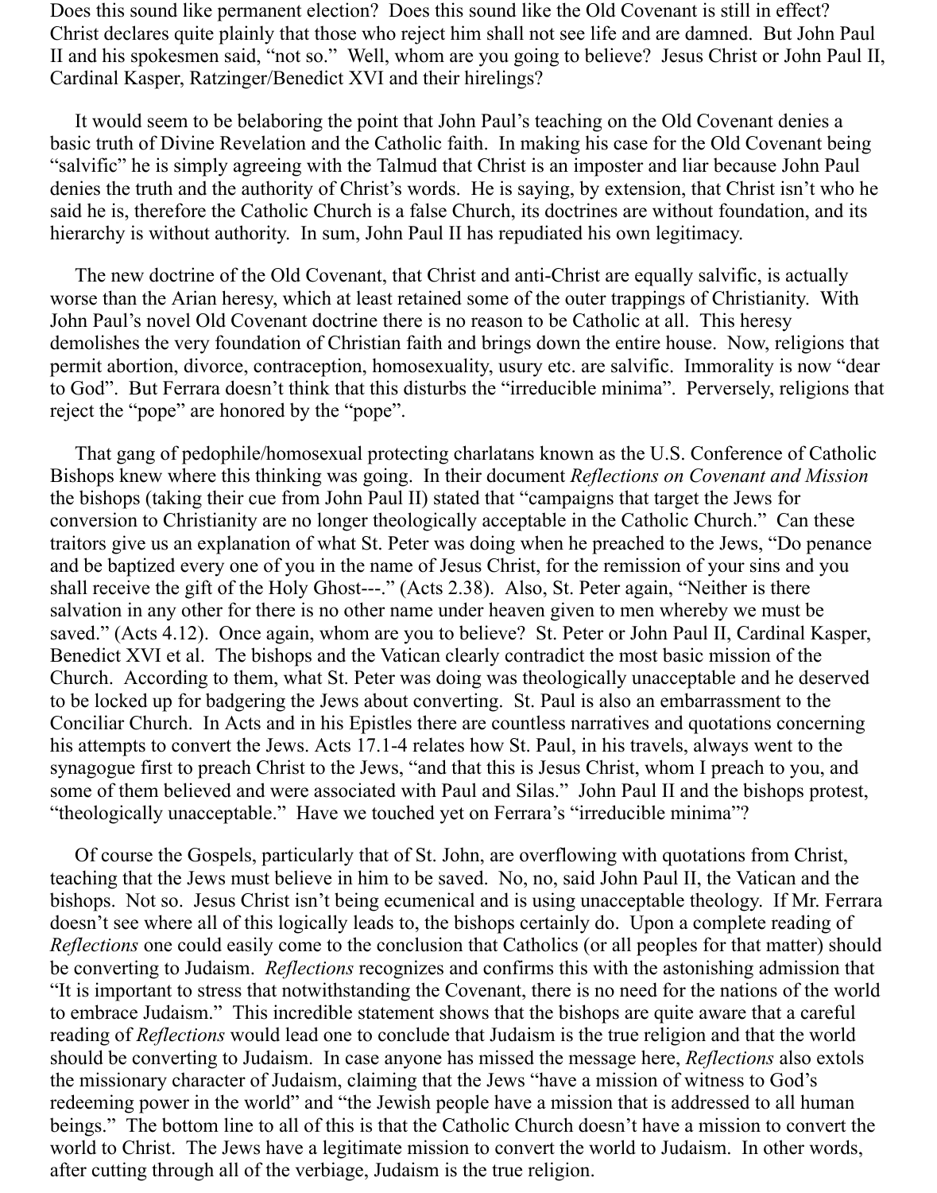Does this sound like permanent election? Does this sound like the Old Covenant is still in effect? Christ declares quite plainly that those who reject him shall not see life and are damned. But John Paul II and his spokesmen said, "not so." Well, whom are you going to believe? Jesus Christ or John Paul II, Cardinal Kasper, Ratzinger/Benedict XVI and their hirelings?

It would seem to be belaboring the point that John Paul's teaching on the Old Covenant denies a basic truth of Divine Revelation and the Catholic faith. In making his case for the Old Covenant being "salvific" he is simply agreeing with the Talmud that Christ is an imposter and liar because John Paul denies the truth and the authority of Christ's words. He is saying, by extension, that Christ isn't who he said he is, therefore the Catholic Church is a false Church, its doctrines are without foundation, and its hierarchy is without authority. In sum, John Paul II has repudiated his own legitimacy.

The new doctrine of the Old Covenant, that Christ and anti-Christ are equally salvific, is actually worse than the Arian heresy, which at least retained some of the outer trappings of Christianity. With John Paul's novel Old Covenant doctrine there is no reason to be Catholic at all. This heresy demolishes the very foundation of Christian faith and brings down the entire house. Now, religions that permit abortion, divorce, contraception, homosexuality, usury etc. are salvific. Immorality is now "dear to God". But Ferrara doesn't think that this disturbs the "irreducible minima". Perversely, religions that reject the "pope" are honored by the "pope".

That gang of pedophile/homosexual protecting charlatans known as the U.S. Conference of Catholic Bishops knew where this thinking was going. In their document *Reflections on Covenant and Mission* the bishops (taking their cue from John Paul II) stated that "campaigns that target the Jews for conversion to Christianity are no longer theologically acceptable in the Catholic Church." Can these traitors give us an explanation of what St. Peter was doing when he preached to the Jews, "Do penance and be baptized every one of you in the name of Jesus Christ, for the remission of your sins and you shall receive the gift of the Holy Ghost---." (Acts 2.38). Also, St. Peter again, "Neither is there salvation in any other for there is no other name under heaven given to men whereby we must be saved." (Acts 4.12). Once again, whom are you to believe? St. Peter or John Paul II, Cardinal Kasper, Benedict XVI et al. The bishops and the Vatican clearly contradict the most basic mission of the Church. According to them, what St. Peter was doing was theologically unacceptable and he deserved to be locked up for badgering the Jews about converting. St. Paul is also an embarrassment to the Conciliar Church. In Acts and in his Epistles there are countless narratives and quotations concerning his attempts to convert the Jews. Acts 17.1-4 relates how St. Paul, in his travels, always went to the synagogue first to preach Christ to the Jews, "and that this is Jesus Christ, whom I preach to you, and some of them believed and were associated with Paul and Silas." John Paul II and the bishops protest, "theologically unacceptable." Have we touched yet on Ferrara's "irreducible minima"?

Of course the Gospels, particularly that of St. John, are overflowing with quotations from Christ, teaching that the Jews must believe in him to be saved. No, no, said John Paul II, the Vatican and the bishops. Not so. Jesus Christ isn't being ecumenical and is using unacceptable theology. If Mr. Ferrara doesn't see where all of this logically leads to, the bishops certainly do. Upon a complete reading of *Reflections* one could easily come to the conclusion that Catholics (or all peoples for that matter) should be converting to Judaism. *Reflections* recognizes and confirms this with the astonishing admission that "It is important to stress that notwithstanding the Covenant, there is no need for the nations of the world to embrace Judaism." This incredible statement shows that the bishops are quite aware that a careful reading of *Reflections* would lead one to conclude that Judaism is the true religion and that the world should be converting to Judaism. In case anyone has missed the message here, *Reflections* also extols the missionary character of Judaism, claiming that the Jews "have a mission of witness to God's redeeming power in the world" and "the Jewish people have a mission that is addressed to all human beings." The bottom line to all of this is that the Catholic Church doesn't have a mission to convert the world to Christ. The Jews have a legitimate mission to convert the world to Judaism. In other words, after cutting through all of the verbiage, Judaism is the true religion.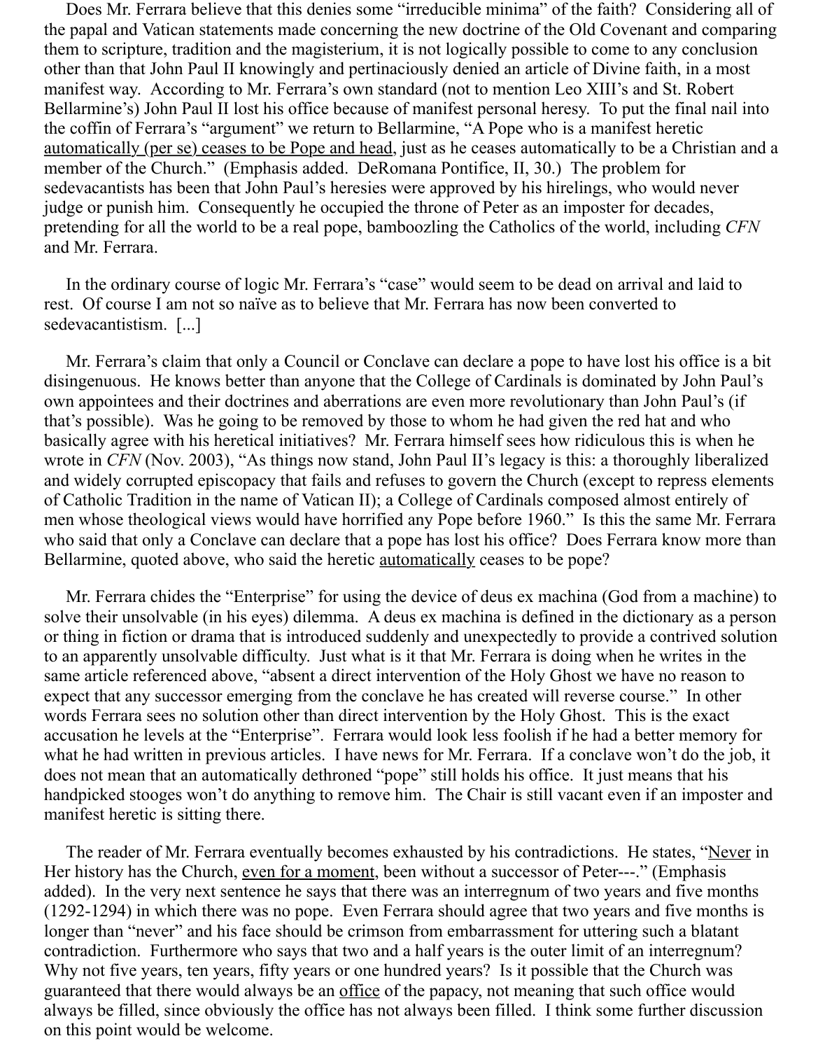Does Mr. Ferrara believe that this denies some "irreducible minima" of the faith? Considering all of the papal and Vatican statements made concerning the new doctrine of the Old Covenant and comparing them to scripture, tradition and the magisterium, it is not logically possible to come to any conclusion other than that John Paul II knowingly and pertinaciously denied an article of Divine faith, in a most manifest way. According to Mr. Ferrara's own standard (not to mention Leo XIII's and St. Robert Bellarmine's) John Paul II lost his office because of manifest personal heresy. To put the final nail into the coffin of Ferrara's "argument" we return to Bellarmine, "A Pope who is a manifest heretic <u>automatically (per se) ceases to be Pope and head</u>, just as he ceases automatically to be a Christian and a member of the Church." (Emphasis added. DeRomana Pontifice, II, 30.) The problem for sedevacantists has been that John Paul's heresies were approved by his hirelings, who would never judge or punish him. Consequently he occupied the throne of Peter as an imposter for decades, pretending for all the world to be a real pope, bamboozling the Catholics of the world, including *CFN* and Mr. Ferrara.

In the ordinary course of logic Mr. Ferrara's "case" would seem to be dead on arrival and laid to rest. Of course I am not so naïve as to believe that Mr. Ferrara has now been converted to sedevacantistism. [...]

Mr. Ferrara's claim that only a Council or Conclave can declare a pope to have lost his office is a bit disingenuous. He knows better than anyone that the College of Cardinals is dominated by John Paul's own appointees and their doctrines and aberrations are even more revolutionary than John Paul's (if that's possible). Was he going to be removed by those to whom he had given the red hat and who basically agree with his heretical initiatives? Mr. Ferrara himself sees how ridiculous this is when he wrote in *CFN* (Nov. 2003), "As things now stand, John Paul II's legacy is this: a thoroughly liberalized and widely corrupted episcopacy that fails and refuses to govern the Church (except to repress elements of Catholic Tradition in the name of Vatican II); a College of Cardinals composed almost entirely of men whose theological views would have horrified any Pope before 1960." Is this the same Mr. Ferrara who said that only a Conclave can declare that a pope has lost his office? Does Ferrara know more than Bellarmine, quoted above, who said the heretic <u>automatically</u> ceases to be pope?

Mr. Ferrara chides the "Enterprise" for using the device of deus ex machina (God from a machine) to solve their unsolvable (in his eyes) dilemma. A deus ex machina is defined in the dictionary as a person or thing in fiction or drama that is introduced suddenly and unexpectedly to provide a contrived solution to an apparently unsolvable difficulty. Just what is it that Mr. Ferrara is doing when he writes in the same article referenced above, "absent a direct intervention of the Holy Ghost we have no reason to expect that any successor emerging from the conclave he has created will reverse course." In other words Ferrara sees no solution other than direct intervention by the Holy Ghost. This is the exact accusation he levels at the "Enterprise". Ferrara would look less foolish if he had a better memory for what he had written in previous articles. I have news for Mr. Ferrara. If a conclave won't do the job, it does not mean that an automatically dethroned "pope" still holds his office. It just means that his handpicked stooges won't do anything to remove him. The Chair is still vacant even if an imposter and manifest heretic is sitting there.

The reader of Mr. Ferrara eventually becomes exhausted by his contradictions. He states, "<u>Never</u> in Her history has the Church, <u>even for a moment</u>, been without a successor of Peter---." (Emphasis added). In the very next sentence he says that there was an interregnum of two years and five months (1292-1294) in which there was no pope. Even Ferrara should agree that two years and five months is longer than "never" and his face should be crimson from embarrassment for uttering such a blatant contradiction. Furthermore who says that two and a half years is the outer limit of an interregnum? Why not five years, ten years, fifty years or one hundred years? Is it possible that the Church was guaranteed that there would always be an <u>office</u> of the papacy, not meaning that such office would always be filled, since obviously the office has not always been filled. I think some further discussion on this point would be welcome.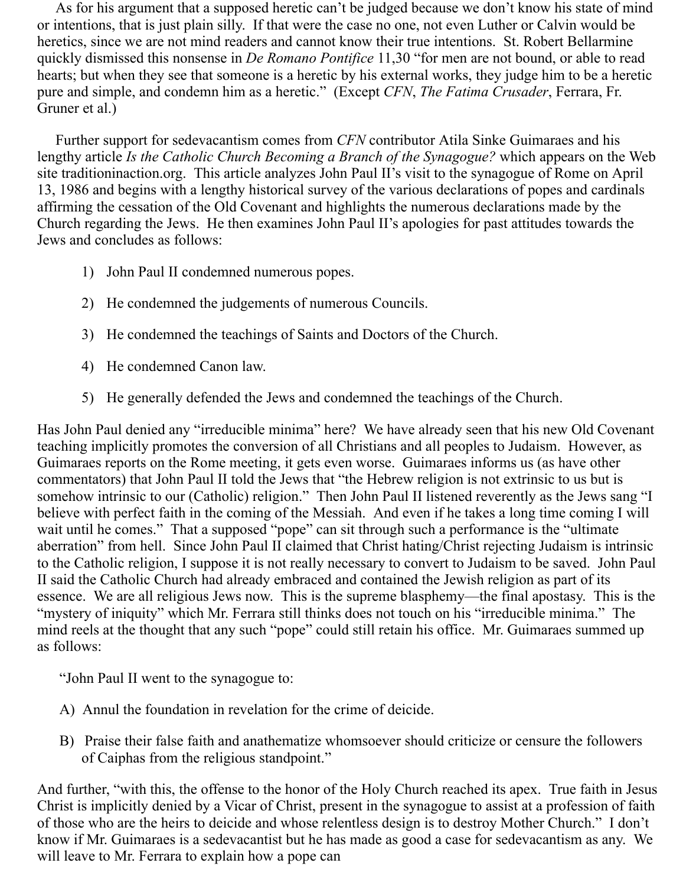As for his argument that a supposed heretic can't be judged because we don't know his state of mind or intentions, that is just plain silly. If that were the case no one, not even Luther or Calvin would be heretics, since we are not mind readers and cannot know their true intentions. St. Robert Bellarmine quickly dismissed this nonsense in *De Romano Pontifice* 11,30 "for men are not bound, or able to read hearts; but when they see that someone is a heretic by his external works, they judge him to be a heretic pure and simple, and condemn him as a heretic." (Except *CFN*, *The Fatima Crusader*, Ferrara, Fr. Gruner et al.)

Further support for sedevacantism comes from *CFN* contributor Atila Sinke Guimaraes and his lengthy article *Is the Catholic Church Becoming a Branch of the Synagogue?* which appears on the Web site traditioninaction.org. This article analyzes John Paul II's visit to the synagogue of Rome on April 13, 1986 and begins with a lengthy historical survey of the various declarations of popes and cardinals affirming the cessation of the Old Covenant and highlights the numerous declarations made by the Church regarding the Jews. He then examines John Paul II's apologies for past attitudes towards the Jews and concludes as follows:

1) John Paul II condemned numerous popes.
2) He condemned the judgements of numerous Councils.
3) He condemned the teachings of Saints and Doctors of the Church.
4) He condemned Canon law.
5) He generally defended the Jews and condemned the teachings of the Church.

Has John Paul denied any "irreducible minima" here? We have already seen that his new Old Covenant teaching implicitly promotes the conversion of all Christians and all peoples to Judaism. However, as Guimaraes reports on the Rome meeting, it gets even worse. Guimaraes informs us (as have other commentators) that John Paul II told the Jews that "the Hebrew religion is not extrinsic to us but is somehow intrinsic to our (Catholic) religion." Then John Paul II listened reverently as the Jews sang "I believe with perfect faith in the coming of the Messiah. And even if he takes a long time coming I will wait until he comes." That a supposed "pope" can sit through such a performance is the "ultimate aberration" from hell. Since John Paul II claimed that Christ hating/Christ rejecting Judaism is intrinsic to the Catholic religion, I suppose it is not really necessary to convert to Judaism to be saved. John Paul II said the Catholic Church had already embraced and contained the Jewish religion as part of its essence. We are all religious Jews now. This is the supreme blasphemy—the final apostasy. This is the "mystery of iniquity" which Mr. Ferrara still thinks does not touch on his "irreducible minima." The mind reels at the thought that any such "pope" could still retain his office. Mr. Guimaraes summed up as follows:

"John Paul II went to the synagogue to:

A) Annul the foundation in revelation for the crime of deicide.

B) Praise their false faith and anathematize whomsoever should criticize or censure the followers of Caiphas from the religious standpoint."

And further, "with this, the offense to the honor of the Holy Church reached its apex. True faith in Jesus Christ is implicitly denied by a Vicar of Christ, present in the synagogue to assist at a profession of faith of those who are the heirs to deicide and whose relentless design is to destroy Mother Church." I don't know if Mr. Guimaraes is a sedevacantist but he has made as good a case for sedevacantism as any. We will leave to Mr. Ferrara to explain how a pope can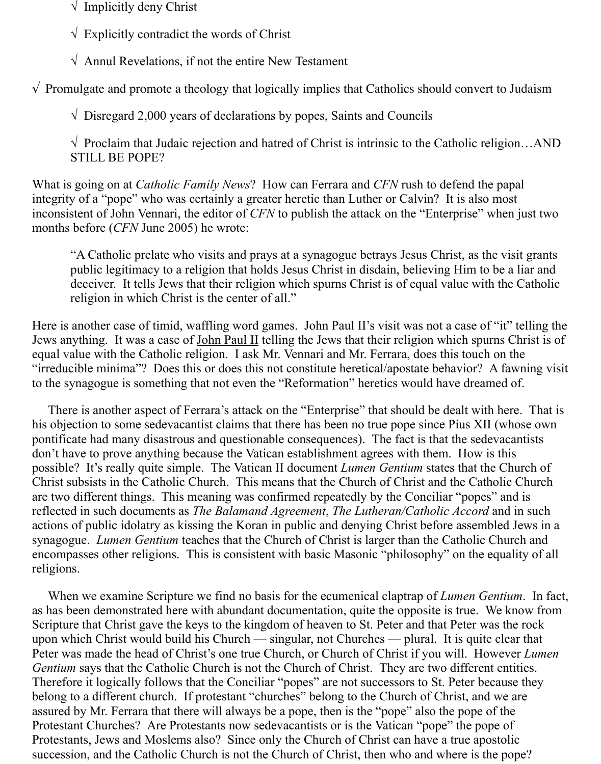- √ Implicitly deny Christ
- √ Explicitly contradict the words of Christ
- √ Annul Revelations, if not the entire New Testament

√ Promulgate and promote a theology that logically implies that Catholics should convert to Judaism

- √ Disregard 2,000 years of declarations by popes, Saints and Councils
- √ Proclaim that Judaic rejection and hatred of Christ is intrinsic to the Catholic religion…AND STILL BE POPE?

What is going on at *Catholic Family News*? How can Ferrara and *CFN* rush to defend the papal integrity of a "pope" who was certainly a greater heretic than Luther or Calvin? It is also most inconsistent of John Vennari, the editor of *CFN* to publish the attack on the "Enterprise" when just two months before (*CFN* June 2005) he wrote:

> "A Catholic prelate who visits and prays at a synagogue betrays Jesus Christ, as the visit grants public legitimacy to a religion that holds Jesus Christ in disdain, believing Him to be a liar and deceiver. It tells Jews that their religion which spurns Christ is of equal value with the Catholic religion in which Christ is the center of all."

Here is another case of timid, waffling word games. John Paul II's visit was not a case of "it" telling the Jews anything. It was a case of John Paul II telling the Jews that their religion which spurns Christ is of equal value with the Catholic religion. I ask Mr. Vennari and Mr. Ferrara, does this touch on the "irreducible minima"? Does this or does this not constitute heretical/apostate behavior? A fawning visit to the synagogue is something that not even the "Reformation" heretics would have dreamed of.

There is another aspect of Ferrara's attack on the "Enterprise" that should be dealt with here. That is his objection to some sedevacantist claims that there has been no true pope since Pius XII (whose own pontificate had many disastrous and questionable consequences). The fact is that the sedevacantists don't have to prove anything because the Vatican establishment agrees with them. How is this possible? It's really quite simple. The Vatican II document *Lumen Gentium* states that the Church of Christ subsists in the Catholic Church. This means that the Church of Christ and the Catholic Church are two different things. This meaning was confirmed repeatedly by the Conciliar "popes" and is reflected in such documents as *The Balamand Agreement*, *The Lutheran/Catholic Accord* and in such actions of public idolatry as kissing the Koran in public and denying Christ before assembled Jews in a synagogue. *Lumen Gentium* teaches that the Church of Christ is larger than the Catholic Church and encompasses other religions. This is consistent with basic Masonic "philosophy" on the equality of all religions.

When we examine Scripture we find no basis for the ecumenical claptrap of *Lumen Gentium*. In fact, as has been demonstrated here with abundant documentation, quite the opposite is true. We know from Scripture that Christ gave the keys to the kingdom of heaven to St. Peter and that Peter was the rock upon which Christ would build his Church — singular, not Churches — plural. It is quite clear that Peter was made the head of Christ's one true Church, or Church of Christ if you will. However *Lumen Gentium* says that the Catholic Church is not the Church of Christ. They are two different entities. Therefore it logically follows that the Conciliar "popes" are not successors to St. Peter because they belong to a different church. If protestant "churches" belong to the Church of Christ, and we are assured by Mr. Ferrara that there will always be a pope, then is the "pope" also the pope of the Protestant Churches? Are Protestants now sedevacantists or is the Vatican "pope" the pope of Protestants, Jews and Moslems also? Since only the Church of Christ can have a true apostolic succession, and the Catholic Church is not the Church of Christ, then who and where is the pope?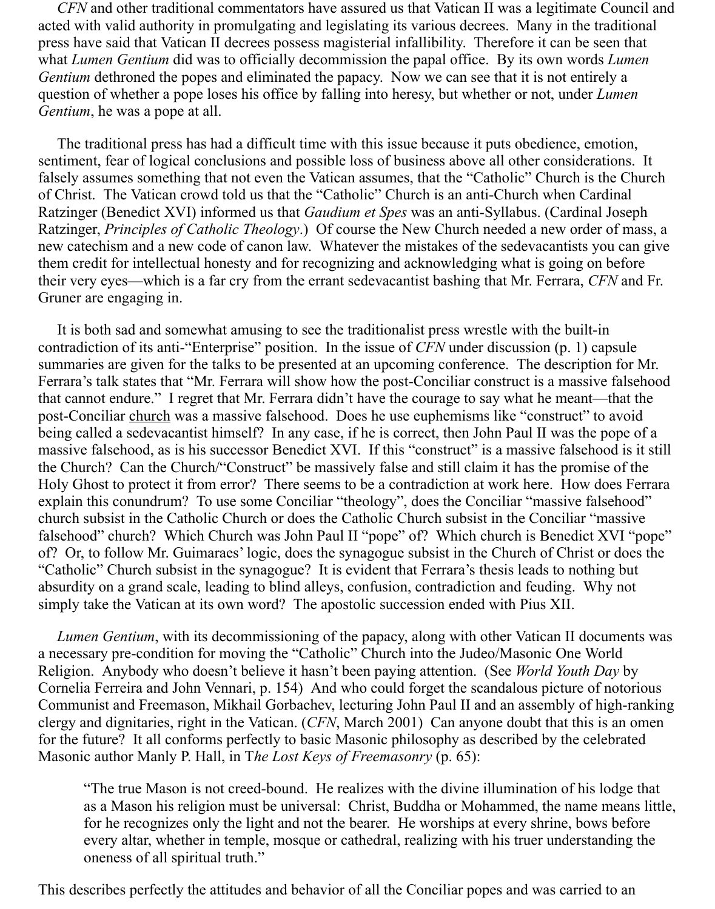*CFN* and other traditional commentators have assured us that Vatican II was a legitimate Council and acted with valid authority in promulgating and legislating its various decrees. Many in the traditional press have said that Vatican II decrees possess magisterial infallibility. Therefore it can be seen that what *Lumen Gentium* did was to officially decommission the papal office. By its own words *Lumen Gentium* dethroned the popes and eliminated the papacy. Now we can see that it is not entirely a question of whether a pope loses his office by falling into heresy, but whether or not, under *Lumen Gentium*, he was a pope at all.

The traditional press has had a difficult time with this issue because it puts obedience, emotion, sentiment, fear of logical conclusions and possible loss of business above all other considerations. It falsely assumes something that not even the Vatican assumes, that the "Catholic" Church is the Church of Christ. The Vatican crowd told us that the "Catholic" Church is an anti-Church when Cardinal Ratzinger (Benedict XVI) informed us that *Gaudium et Spes* was an anti-Syllabus. (Cardinal Joseph Ratzinger, *Principles of Catholic Theology*.) Of course the New Church needed a new order of mass, a new catechism and a new code of canon law. Whatever the mistakes of the sedevacantists you can give them credit for intellectual honesty and for recognizing and acknowledging what is going on before their very eyes—which is a far cry from the errant sedevacantist bashing that Mr. Ferrara, *CFN* and Fr. Gruner are engaging in.

It is both sad and somewhat amusing to see the traditionalist press wrestle with the built-in contradiction of its anti-"Enterprise" position. In the issue of *CFN* under discussion (p. 1) capsule summaries are given for the talks to be presented at an upcoming conference. The description for Mr. Ferrara's talk states that "Mr. Ferrara will show how the post-Conciliar construct is a massive falsehood that cannot endure." I regret that Mr. Ferrara didn't have the courage to say what he meant—that the post-Conciliar church was a massive falsehood. Does he use euphemisms like "construct" to avoid being called a sedevacantist himself? In any case, if he is correct, then John Paul II was the pope of a massive falsehood, as is his successor Benedict XVI. If this "construct" is a massive falsehood is it still the Church? Can the Church/"Construct" be massively false and still claim it has the promise of the Holy Ghost to protect it from error? There seems to be a contradiction at work here. How does Ferrara explain this conundrum? To use some Conciliar "theology", does the Conciliar "massive falsehood" church subsist in the Catholic Church or does the Catholic Church subsist in the Conciliar "massive falsehood" church? Which Church was John Paul II "pope" of? Which church is Benedict XVI "pope" of? Or, to follow Mr. Guimaraes' logic, does the synagogue subsist in the Church of Christ or does the "Catholic" Church subsist in the synagogue? It is evident that Ferrara's thesis leads to nothing but absurdity on a grand scale, leading to blind alleys, confusion, contradiction and feuding. Why not simply take the Vatican at its own word? The apostolic succession ended with Pius XII.

*Lumen Gentium*, with its decommissioning of the papacy, along with other Vatican II documents was a necessary pre-condition for moving the "Catholic" Church into the Judeo/Masonic One World Religion. Anybody who doesn't believe it hasn't been paying attention. (See *World Youth Day* by Cornelia Ferreira and John Vennari, p. 154) And who could forget the scandalous picture of notorious Communist and Freemason, Mikhail Gorbachev, lecturing John Paul II and an assembly of high-ranking clergy and dignitaries, right in the Vatican. (*CFN*, March 2001) Can anyone doubt that this is an omen for the future? It all conforms perfectly to basic Masonic philosophy as described by the celebrated Masonic author Manly P. Hall, in *The Lost Keys of Freemasonry* (p. 65):

> "The true Mason is not creed-bound. He realizes with the divine illumination of his lodge that as a Mason his religion must be universal: Christ, Buddha or Mohammed, the name means little, for he recognizes only the light and not the bearer. He worships at every shrine, bows before every altar, whether in temple, mosque or cathedral, realizing with his truer understanding the oneness of all spiritual truth."

This describes perfectly the attitudes and behavior of all the Conciliar popes and was carried to an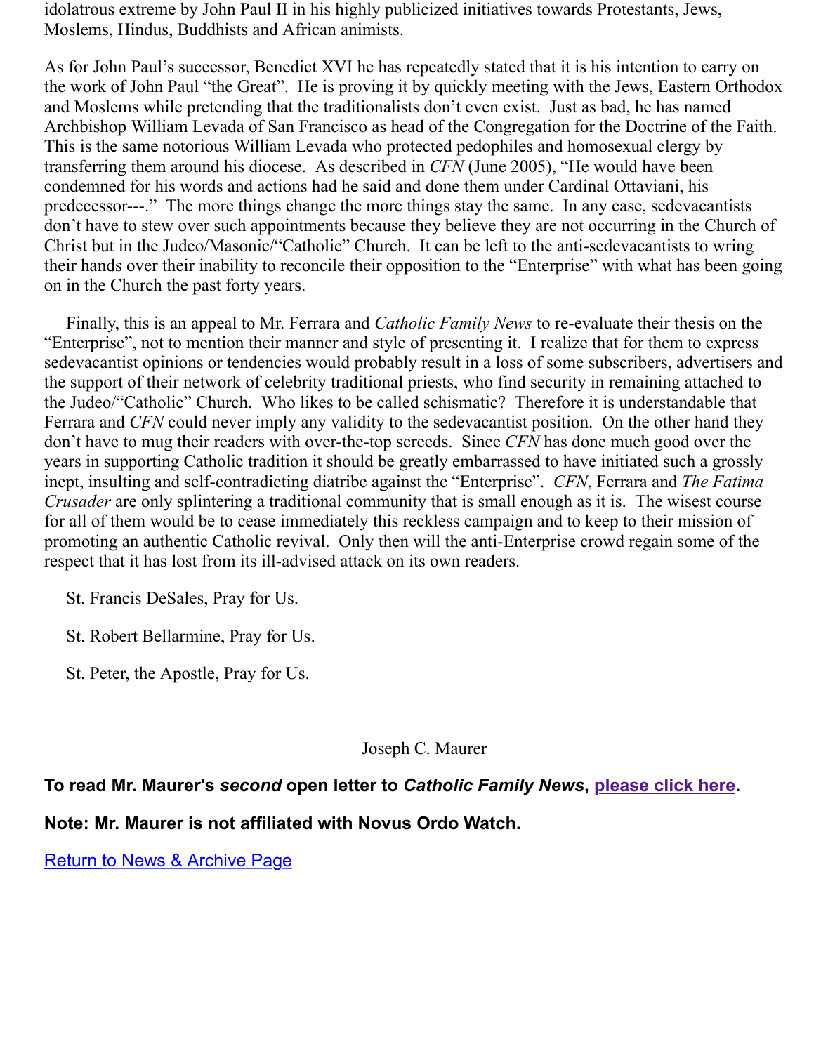idolatrous extreme by John Paul II in his highly publicized initiatives towards Protestants, Jews, Moslems, Hindus, Buddhists and African animists.

As for John Paul's successor, Benedict XVI he has repeatedly stated that it is his intention to carry on the work of John Paul "the Great". He is proving it by quickly meeting with the Jews, Eastern Orthodox and Moslems while pretending that the traditionalists don't even exist. Just as bad, he has named Archbishop William Levada of San Francisco as head of the Congregation for the Doctrine of the Faith. This is the same notorious William Levada who protected pedophiles and homosexual clergy by transferring them around his diocese. As described in *CFN* (June 2005), "He would have been condemned for his words and actions had he said and done them under Cardinal Ottaviani, his predecessor---." The more things change the more things stay the same. In any case, sedevacantists don't have to stew over such appointments because they believe they are not occurring in the Church of Christ but in the Judeo/Masonic/"Catholic" Church. It can be left to the anti-sedevacantists to wring their hands over their inability to reconcile their opposition to the "Enterprise" with what has been going on in the Church the past forty years.

Finally, this is an appeal to Mr. Ferrara and *Catholic Family News* to re-evaluate their thesis on the "Enterprise", not to mention their manner and style of presenting it. I realize that for them to express sedevacantist opinions or tendencies would probably result in a loss of some subscribers, advertisers and the support of their network of celebrity traditional priests, who find security in remaining attached to the Judeo/"Catholic" Church. Who likes to be called schismatic? Therefore it is understandable that Ferrara and *CFN* could never imply any validity to the sedevacantist position. On the other hand they don't have to mug their readers with over-the-top screeds. Since *CFN* has done much good over the years in supporting Catholic tradition it should be greatly embarrassed to have initiated such a grossly inept, insulting and self-contradicting diatribe against the "Enterprise". *CFN*, Ferrara and *The Fatima Crusader* are only splintering a traditional community that is small enough as it is. The wisest course for all of them would be to cease immediately this reckless campaign and to keep to their mission of promoting an authentic Catholic revival. Only then will the anti-Enterprise crowd regain some of the respect that it has lost from its ill-advised attack on its own readers.

St. Francis DeSales, Pray for Us.

St. Robert Bellarmine, Pray for Us.

St. Peter, the Apostle, Pray for Us.

Joseph C. Maurer

**To read Mr. Maurer's *second* open letter to *Catholic Family News*, please click here.**

**Note: Mr. Maurer is not affiliated with Novus Ordo Watch.**

Return to News & Archive Page